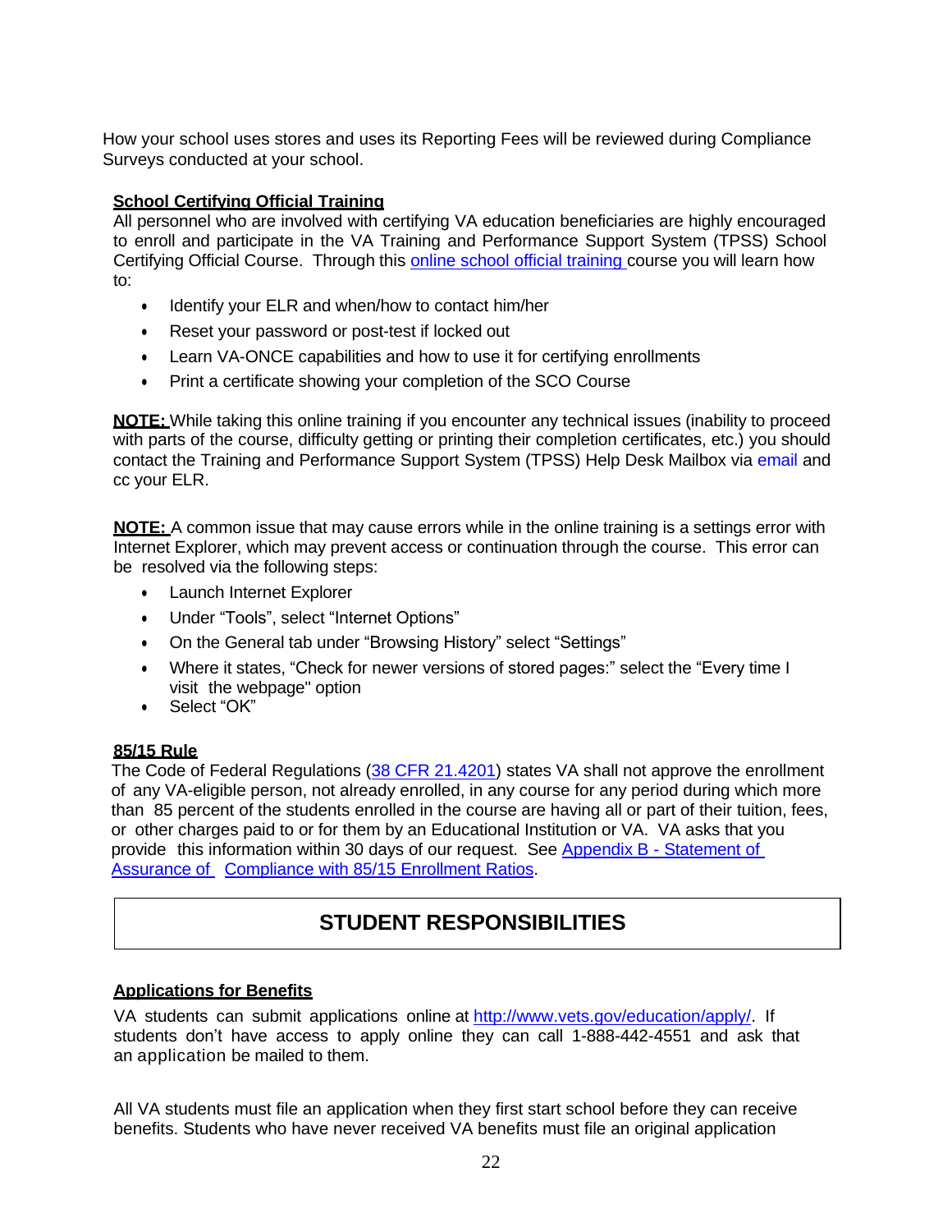How your school uses stores and uses its Reporting Fees will be reviewed during Compliance Surveys conducted at your school.

**School Certifying Official Training**

All personnel who are involved with certifying VA education beneficiaries are highly encouraged to enroll and participate in the VA Training and Performance Support System (TPSS) School Certifying Official Course. Through this online school official training course you will learn how to:

- Identify your ELR and when/how to contact him/her
- Reset your password or post-test if locked out
- Learn VA-ONCE capabilities and how to use it for certifying enrollments
- Print a certificate showing your completion of the SCO Course

**NOTE:** While taking this online training if you encounter any technical issues (inability to proceed with parts of the course, difficulty getting or printing their completion certificates, etc.) you should contact the Training and Performance Support System (TPSS) Help Desk Mailbox via email and cc your ELR.

**NOTE:** A common issue that may cause errors while in the online training is a settings error with Internet Explorer, which may prevent access or continuation through the course. This error can be resolved via the following steps:

- Launch Internet Explorer
- Under "Tools", select "Internet Options"
- On the General tab under "Browsing History" select "Settings"
- Where it states, "Check for newer versions of stored pages:" select the "Every time I visit the webpage" option
- Select "OK"

**85/15 Rule**

The Code of Federal Regulations (38 CFR 21.4201) states VA shall not approve the enrollment of any VA-eligible person, not already enrolled, in any course for any period during which more than 85 percent of the students enrolled in the course are having all or part of their tuition, fees, or other charges paid to or for them by an Educational Institution or VA. VA asks that you provide this information within 30 days of our request. See Appendix B - Statement of Assurance of Compliance with 85/15 Enrollment Ratios.

## STUDENT RESPONSIBILITIES

**Applications for Benefits**

VA students can submit applications online at http://www.vets.gov/education/apply/. If students don't have access to apply online they can call 1-888-442-4551 and ask that an application be mailed to them.

All VA students must file an application when they first start school before they can receive benefits. Students who have never received VA benefits must file an original application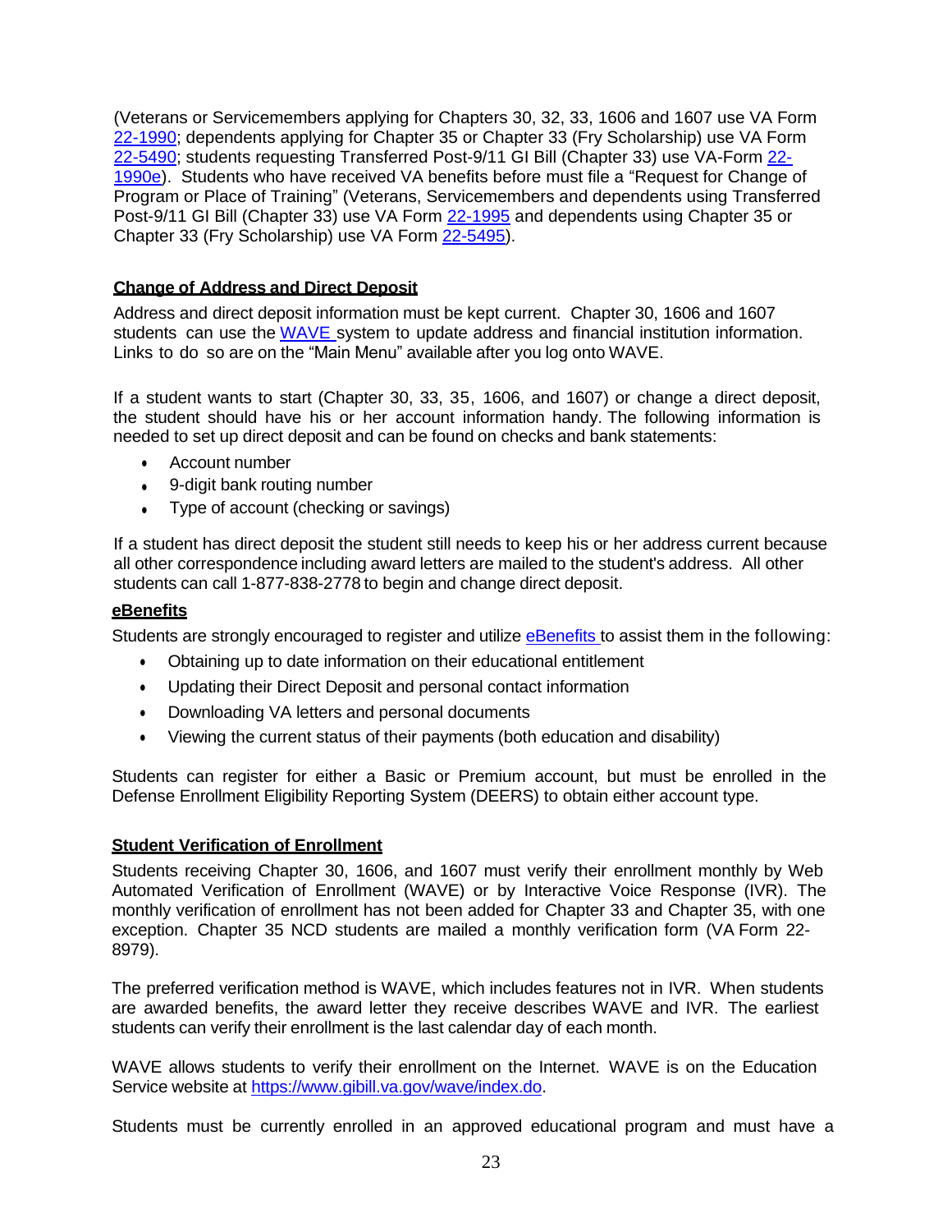(Veterans or Servicemembers applying for Chapters 30, 32, 33, 1606 and 1607 use VA Form [22-1990](); dependents applying for Chapter 35 or Chapter 33 (Fry Scholarship) use VA Form [22-5490](); students requesting Transferred Post-9/11 GI Bill (Chapter 33) use VA-Form [22-1990e]()). Students who have received VA benefits before must file a "Request for Change of Program or Place of Training" (Veterans, Servicemembers and dependents using Transferred Post-9/11 GI Bill (Chapter 33) use VA Form [22-1995]() and dependents using Chapter 35 or Chapter 33 (Fry Scholarship) use VA Form [22-5495]()).

**Change of Address and Direct Deposit**

Address and direct deposit information must be kept current. Chapter 30, 1606 and 1607 students can use the [WAVE]() system to update address and financial institution information. Links to do so are on the "Main Menu" available after you log onto WAVE.

If a student wants to start (Chapter 30, 33, 35, 1606, and 1607) or change a direct deposit, the student should have his or her account information handy. The following information is needed to set up direct deposit and can be found on checks and bank statements:

- Account number
- 9-digit bank routing number
- Type of account (checking or savings)

If a student has direct deposit the student still needs to keep his or her address current because all other correspondence including award letters are mailed to the student's address. All other students can call 1-877-838-2778 to begin and change direct deposit.

**eBenefits**

Students are strongly encouraged to register and utilize [eBenefits]() to assist them in the following:

- Obtaining up to date information on their educational entitlement
- Updating their Direct Deposit and personal contact information
- Downloading VA letters and personal documents
- Viewing the current status of their payments (both education and disability)

Students can register for either a Basic or Premium account, but must be enrolled in the Defense Enrollment Eligibility Reporting System (DEERS) to obtain either account type.

**Student Verification of Enrollment**

Students receiving Chapter 30, 1606, and 1607 must verify their enrollment monthly by Web Automated Verification of Enrollment (WAVE) or by Interactive Voice Response (IVR). The monthly verification of enrollment has not been added for Chapter 33 and Chapter 35, with one exception. Chapter 35 NCD students are mailed a monthly verification form (VA Form 22-8979).

The preferred verification method is WAVE, which includes features not in IVR. When students are awarded benefits, the award letter they receive describes WAVE and IVR. The earliest students can verify their enrollment is the last calendar day of each month.

WAVE allows students to verify their enrollment on the Internet. WAVE is on the Education Service website at [https://www.gibill.va.gov/wave/index.do](https://www.gibill.va.gov/wave/index.do).

Students must be currently enrolled in an approved educational program and must have a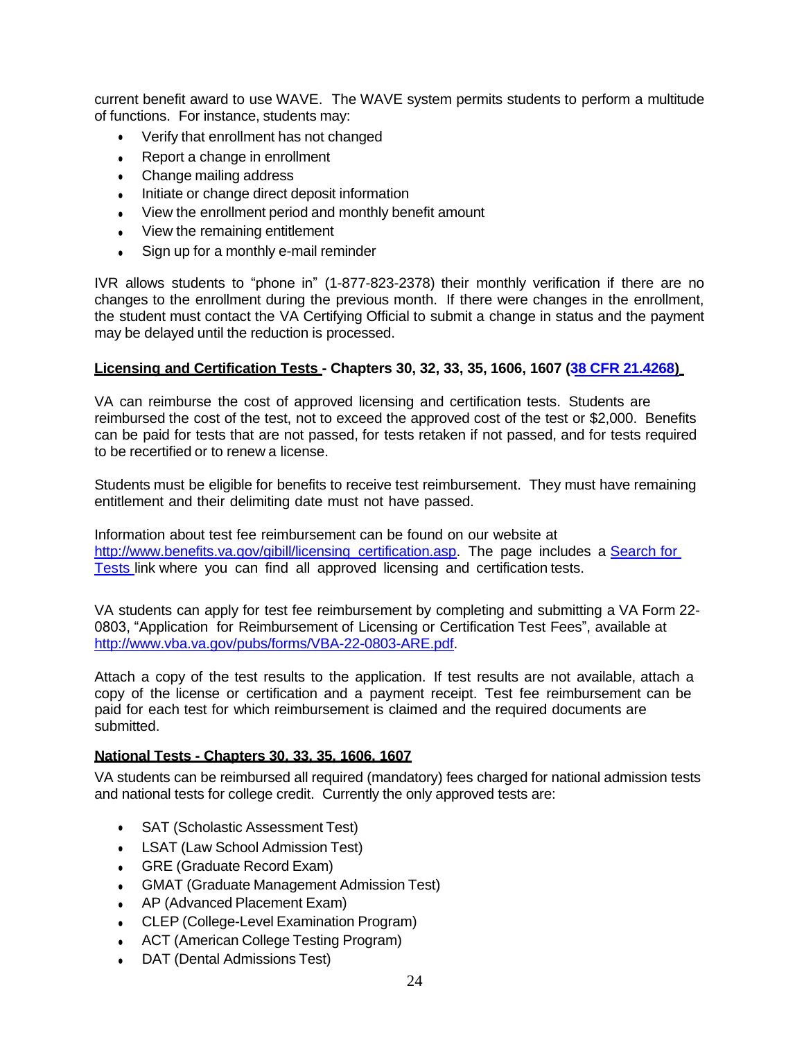current benefit award to use WAVE. The WAVE system permits students to perform a multitude of functions. For instance, students may:

- Verify that enrollment has not changed
- Report a change in enrollment
- Change mailing address
- Initiate or change direct deposit information
- View the enrollment period and monthly benefit amount
- View the remaining entitlement
- Sign up for a monthly e-mail reminder

IVR allows students to "phone in" (1-877-823-2378) their monthly verification if there are no changes to the enrollment during the previous month. If there were changes in the enrollment, the student must contact the VA Certifying Official to submit a change in status and the payment may be delayed until the reduction is processed.

**Licensing and Certification Tests - Chapters 30, 32, 33, 35, 1606, 1607 ([38 CFR 21.4268](38 CFR 21.4268))**

VA can reimburse the cost of approved licensing and certification tests. Students are reimbursed the cost of the test, not to exceed the approved cost of the test or $2,000. Benefits can be paid for tests that are not passed, for tests retaken if not passed, and for tests required to be recertified or to renew a license.

Students must be eligible for benefits to receive test reimbursement. They must have remaining entitlement and their delimiting date must not have passed.

Information about test fee reimbursement can be found on our website at [http://www.benefits.va.gov/gibill/licensing_certification.asp](http://www.benefits.va.gov/gibill/licensing_certification.asp). The page includes a Search for Tests link where you can find all approved licensing and certification tests.

VA students can apply for test fee reimbursement by completing and submitting a VA Form 22-0803, "Application for Reimbursement of Licensing or Certification Test Fees", available at [http://www.vba.va.gov/pubs/forms/VBA-22-0803-ARE.pdf](http://www.vba.va.gov/pubs/forms/VBA-22-0803-ARE.pdf).

Attach a copy of the test results to the application. If test results are not available, attach a copy of the license or certification and a payment receipt. Test fee reimbursement can be paid for each test for which reimbursement is claimed and the required documents are submitted.

**National Tests - Chapters 30, 33, 35, 1606, 1607**

VA students can be reimbursed all required (mandatory) fees charged for national admission tests and national tests for college credit. Currently the only approved tests are:

- SAT (Scholastic Assessment Test)
- LSAT (Law School Admission Test)
- GRE (Graduate Record Exam)
- GMAT (Graduate Management Admission Test)
- AP (Advanced Placement Exam)
- CLEP (College-Level Examination Program)
- ACT (American College Testing Program)
- DAT (Dental Admissions Test)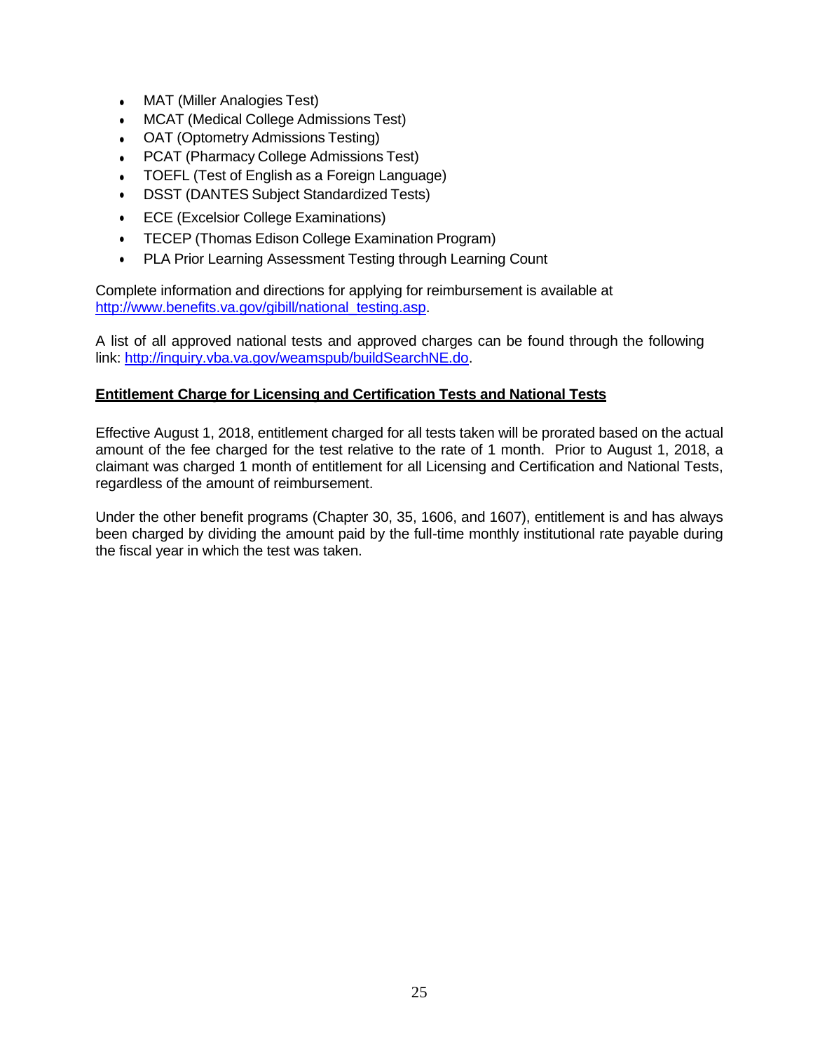- MAT (Miller Analogies Test)
- MCAT (Medical College Admissions Test)
- OAT (Optometry Admissions Testing)
- PCAT (Pharmacy College Admissions Test)
- TOEFL (Test of English as a Foreign Language)
- DSST (DANTES Subject Standardized Tests)
- ECE (Excelsior College Examinations)
- TECEP (Thomas Edison College Examination Program)
- PLA Prior Learning Assessment Testing through Learning Count

Complete information and directions for applying for reimbursement is available at [http://www.benefits.va.gov/gibill/national_testing.asp](http://www.benefits.va.gov/gibill/national_testing.asp).

A list of all approved national tests and approved charges can be found through the following link: [http://inquiry.vba.va.gov/weamspub/buildSearchNE.do](http://inquiry.vba.va.gov/weamspub/buildSearchNE.do).

**Entitlement Charge for Licensing and Certification Tests and National Tests**

Effective August 1, 2018, entitlement charged for all tests taken will be prorated based on the actual amount of the fee charged for the test relative to the rate of 1 month. Prior to August 1, 2018, a claimant was charged 1 month of entitlement for all Licensing and Certification and National Tests, regardless of the amount of reimbursement.

Under the other benefit programs (Chapter 30, 35, 1606, and 1607), entitlement is and has always been charged by dividing the amount paid by the full-time monthly institutional rate payable during the fiscal year in which the test was taken.